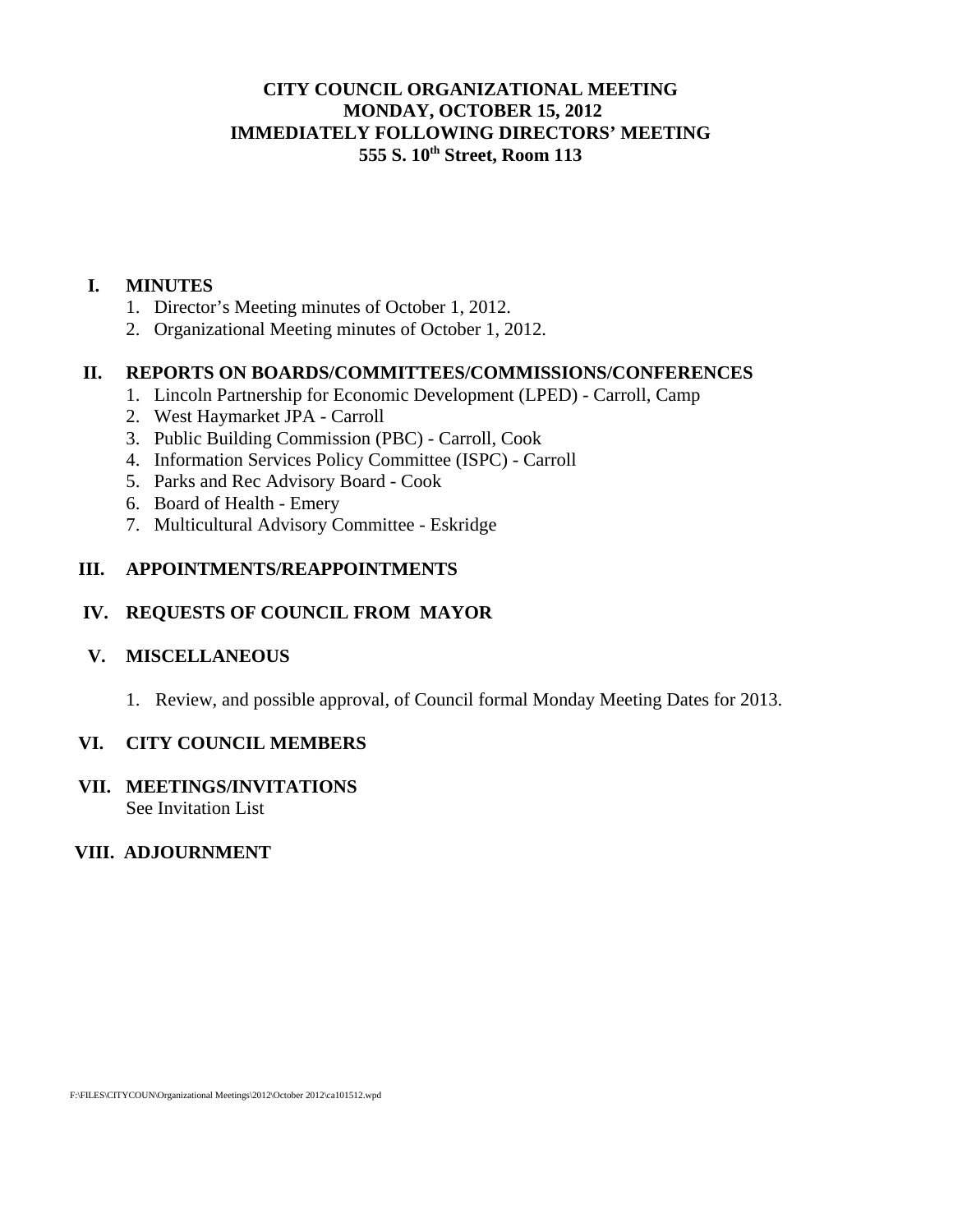# CITY COUNCIL ORGANIZATIONAL MEETING
## MONDAY, OCTOBER 15, 2012
## IMMEDIATELY FOLLOWING DIRECTORS' MEETING
## 555 S. 10th Street, Room 113

**I. MINUTES**

1. Director's Meeting minutes of October 1, 2012.
2. Organizational Meeting minutes of October 1, 2012.

**II. REPORTS ON BOARDS/COMMITTEES/COMMISSIONS/CONFERENCES**

1. Lincoln Partnership for Economic Development (LPED) - Carroll, Camp
2. West Haymarket JPA - Carroll
3. Public Building Commission (PBC) - Carroll, Cook
4. Information Services Policy Committee (ISPC) - Carroll
5. Parks and Rec Advisory Board - Cook
6. Board of Health - Emery
7. Multicultural Advisory Committee - Eskridge

**III. APPOINTMENTS/REAPPOINTMENTS**

**IV. REQUESTS OF COUNCIL FROM MAYOR**

**V. MISCELLANEOUS**

1. Review, and possible approval, of Council formal Monday Meeting Dates for 2013.

**VI. CITY COUNCIL MEMBERS**

**VII. MEETINGS/INVITATIONS**
See Invitation List

**VIII. ADJOURNMENT**

F:\FILES\CITYCOUN\Organizational Meetings\2012\October 2012\ca101512.wpd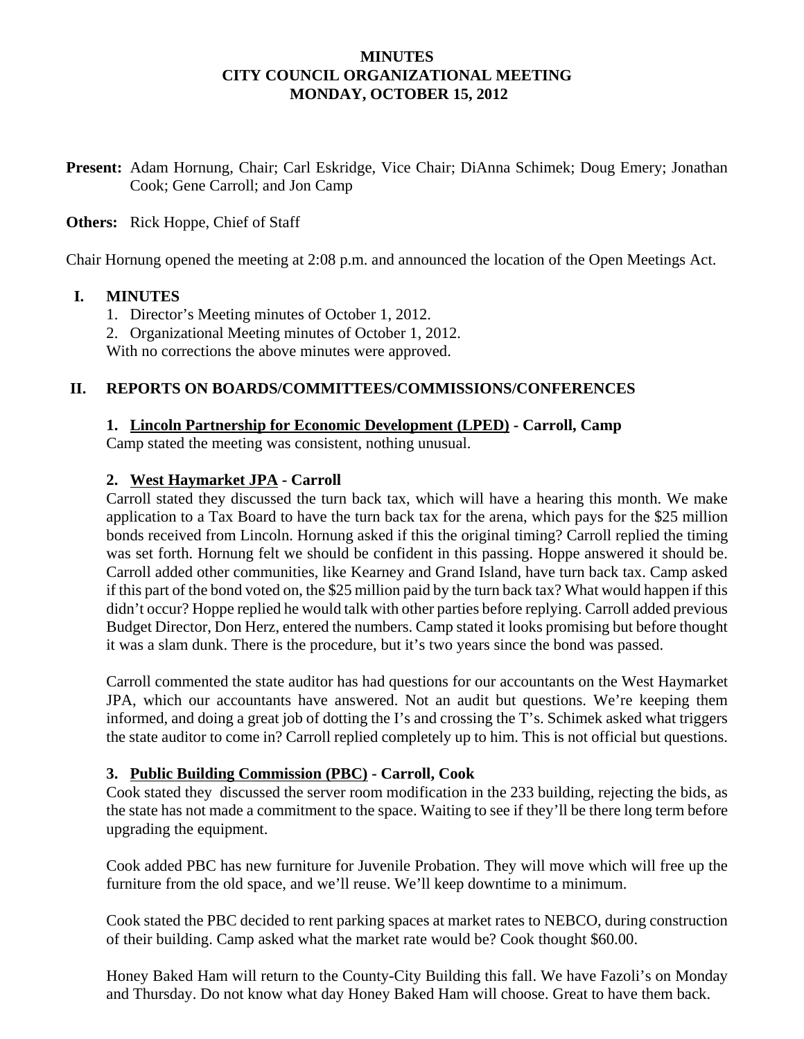**MINUTES**
**CITY COUNCIL ORGANIZATIONAL MEETING**
**MONDAY, OCTOBER 15, 2012**

**Present:** Adam Hornung, Chair; Carl Eskridge, Vice Chair; DiAnna Schimek; Doug Emery; Jonathan Cook; Gene Carroll; and Jon Camp

**Others:** Rick Hoppe, Chief of Staff

Chair Hornung opened the meeting at 2:08 p.m. and announced the location of the Open Meetings Act.

## I. MINUTES

1. Director's Meeting minutes of October 1, 2012.
2. Organizational Meeting minutes of October 1, 2012.

With no corrections the above minutes were approved.

## II. REPORTS ON BOARDS/COMMITTEES/COMMISSIONS/CONFERENCES

### 1. Lincoln Partnership for Economic Development (LPED) - Carroll, Camp

Camp stated the meeting was consistent, nothing unusual.

### 2. West Haymarket JPA - Carroll

Carroll stated they discussed the turn back tax, which will have a hearing this month. We make application to a Tax Board to have the turn back tax for the arena, which pays for the $25 million bonds received from Lincoln. Hornung asked if this the original timing? Carroll replied the timing was set forth. Hornung felt we should be confident in this passing. Hoppe answered it should be. Carroll added other communities, like Kearney and Grand Island, have turn back tax. Camp asked if this part of the bond voted on, the $25 million paid by the turn back tax? What would happen if this didn't occur? Hoppe replied he would talk with other parties before replying. Carroll added previous Budget Director, Don Herz, entered the numbers. Camp stated it looks promising but before thought it was a slam dunk. There is the procedure, but it's two years since the bond was passed.

Carroll commented the state auditor has had questions for our accountants on the West Haymarket JPA, which our accountants have answered. Not an audit but questions. We're keeping them informed, and doing a great job of dotting the I's and crossing the T's. Schimek asked what triggers the state auditor to come in? Carroll replied completely up to him. This is not official but questions.

### 3. Public Building Commission (PBC) - Carroll, Cook

Cook stated they discussed the server room modification in the 233 building, rejecting the bids, as the state has not made a commitment to the space. Waiting to see if they'll be there long term before upgrading the equipment.

Cook added PBC has new furniture for Juvenile Probation. They will move which will free up the furniture from the old space, and we'll reuse. We'll keep downtime to a minimum.

Cook stated the PBC decided to rent parking spaces at market rates to NEBCO, during construction of their building. Camp asked what the market rate would be? Cook thought $60.00.

Honey Baked Ham will return to the County-City Building this fall. We have Fazoli's on Monday and Thursday. Do not know what day Honey Baked Ham will choose. Great to have them back.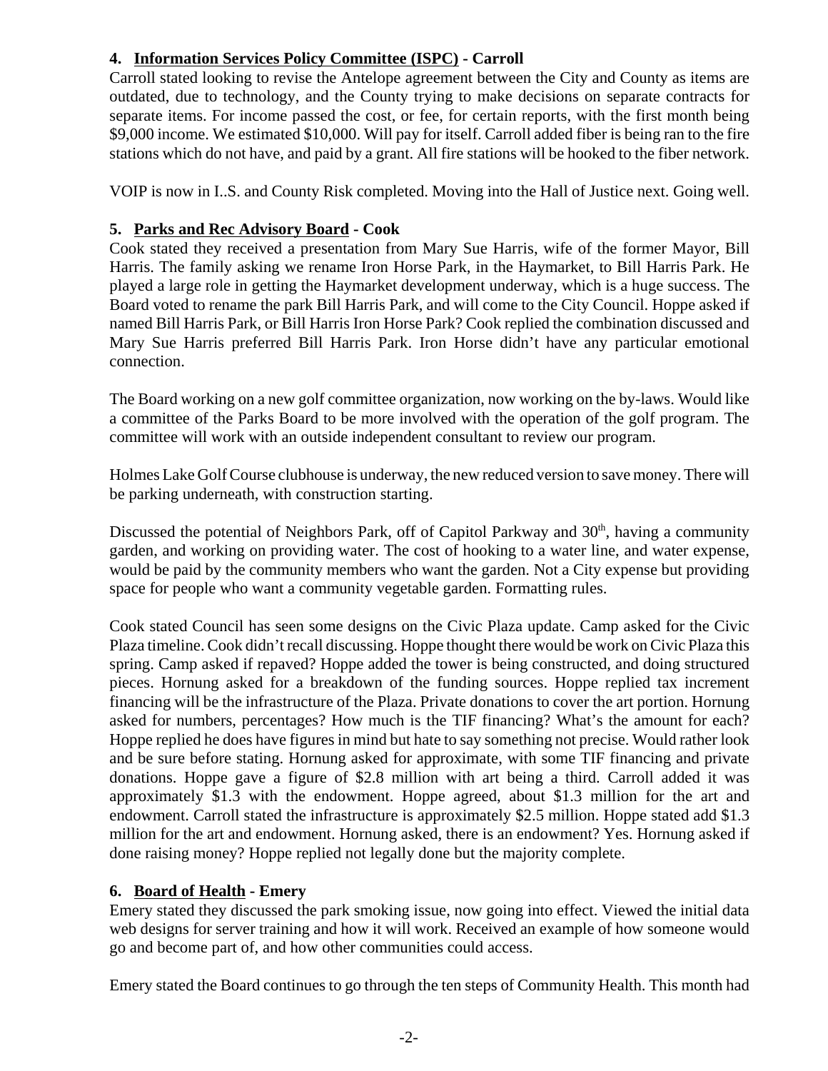### 4. Information Services Policy Committee (ISPC) - Carroll

Carroll stated looking to revise the Antelope agreement between the City and County as items are outdated, due to technology, and the County trying to make decisions on separate contracts for separate items. For income passed the cost, or fee, for certain reports, with the first month being $9,000 income. We estimated $10,000. Will pay for itself. Carroll added fiber is being ran to the fire stations which do not have, and paid by a grant. All fire stations will be hooked to the fiber network.

VOIP is now in I..S. and County Risk completed. Moving into the Hall of Justice next. Going well.

### 5. Parks and Rec Advisory Board - Cook

Cook stated they received a presentation from Mary Sue Harris, wife of the former Mayor, Bill Harris. The family asking we rename Iron Horse Park, in the Haymarket, to Bill Harris Park. He played a large role in getting the Haymarket development underway, which is a huge success. The Board voted to rename the park Bill Harris Park, and will come to the City Council. Hoppe asked if named Bill Harris Park, or Bill Harris Iron Horse Park? Cook replied the combination discussed and Mary Sue Harris preferred Bill Harris Park. Iron Horse didn't have any particular emotional connection.

The Board working on a new golf committee organization, now working on the by-laws. Would like a committee of the Parks Board to be more involved with the operation of the golf program. The committee will work with an outside independent consultant to review our program.

Holmes Lake Golf Course clubhouse is underway, the new reduced version to save money. There will be parking underneath, with construction starting.

Discussed the potential of Neighbors Park, off of Capitol Parkway and 30th, having a community garden, and working on providing water. The cost of hooking to a water line, and water expense, would be paid by the community members who want the garden. Not a City expense but providing space for people who want a community vegetable garden. Formatting rules.

Cook stated Council has seen some designs on the Civic Plaza update. Camp asked for the Civic Plaza timeline. Cook didn't recall discussing. Hoppe thought there would be work on Civic Plaza this spring. Camp asked if repaved? Hoppe added the tower is being constructed, and doing structured pieces. Hornung asked for a breakdown of the funding sources. Hoppe replied tax increment financing will be the infrastructure of the Plaza. Private donations to cover the art portion. Hornung asked for numbers, percentages? How much is the TIF financing? What's the amount for each? Hoppe replied he does have figures in mind but hate to say something not precise. Would rather look and be sure before stating. Hornung asked for approximate, with some TIF financing and private donations. Hoppe gave a figure of $2.8 million with art being a third. Carroll added it was approximately $1.3 with the endowment. Hoppe agreed, about $1.3 million for the art and endowment. Carroll stated the infrastructure is approximately $2.5 million. Hoppe stated add $1.3 million for the art and endowment. Hornung asked, there is an endowment? Yes. Hornung asked if done raising money? Hoppe replied not legally done but the majority complete.

### 6. Board of Health - Emery

Emery stated they discussed the park smoking issue, now going into effect. Viewed the initial data web designs for server training and how it will work. Received an example of how someone would go and become part of, and how other communities could access.

Emery stated the Board continues to go through the ten steps of Community Health. This month had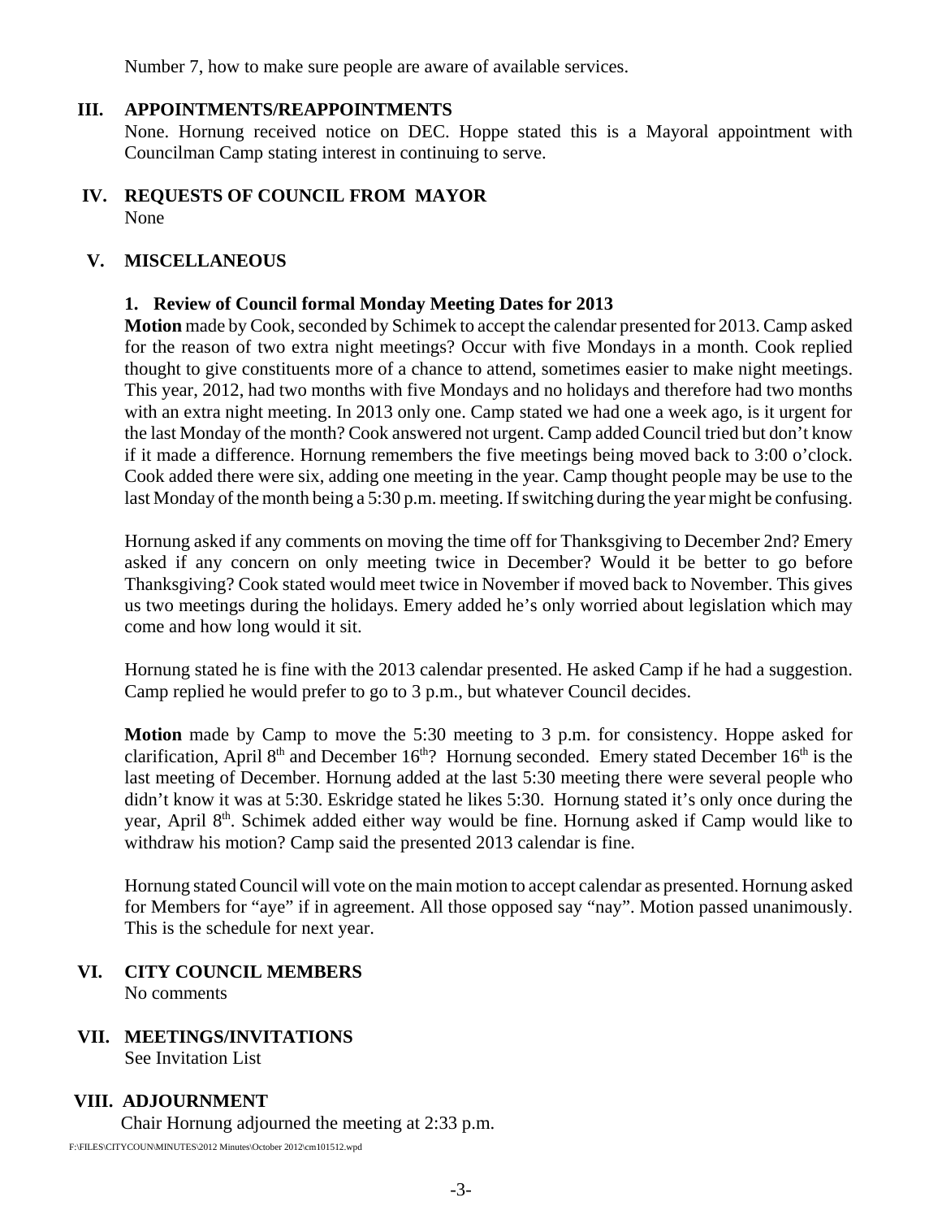Number 7, how to make sure people are aware of available services.

## III. APPOINTMENTS/REAPPOINTMENTS

None. Hornung received notice on DEC. Hoppe stated this is a Mayoral appointment with Councilman Camp stating interest in continuing to serve.

## IV. REQUESTS OF COUNCIL FROM MAYOR

None

## V. MISCELLANEOUS

### 1. Review of Council formal Monday Meeting Dates for 2013

**Motion** made by Cook, seconded by Schimek to accept the calendar presented for 2013. Camp asked for the reason of two extra night meetings? Occur with five Mondays in a month. Cook replied thought to give constituents more of a chance to attend, sometimes easier to make night meetings. This year, 2012, had two months with five Mondays and no holidays and therefore had two months with an extra night meeting. In 2013 only one. Camp stated we had one a week ago, is it urgent for the last Monday of the month? Cook answered not urgent. Camp added Council tried but don't know if it made a difference. Hornung remembers the five meetings being moved back to 3:00 o'clock. Cook added there were six, adding one meeting in the year. Camp thought people may be use to the last Monday of the month being a 5:30 p.m. meeting. If switching during the year might be confusing.

Hornung asked if any comments on moving the time off for Thanksgiving to December 2nd? Emery asked if any concern on only meeting twice in December? Would it be better to go before Thanksgiving? Cook stated would meet twice in November if moved back to November. This gives us two meetings during the holidays. Emery added he's only worried about legislation which may come and how long would it sit.

Hornung stated he is fine with the 2013 calendar presented. He asked Camp if he had a suggestion. Camp replied he would prefer to go to 3 p.m., but whatever Council decides.

**Motion** made by Camp to move the 5:30 meeting to 3 p.m. for consistency. Hoppe asked for clarification, April 8th and December 16th? Hornung seconded. Emery stated December 16th is the last meeting of December. Hornung added at the last 5:30 meeting there were several people who didn't know it was at 5:30. Eskridge stated he likes 5:30. Hornung stated it's only once during the year, April 8th. Schimek added either way would be fine. Hornung asked if Camp would like to withdraw his motion? Camp said the presented 2013 calendar is fine.

Hornung stated Council will vote on the main motion to accept calendar as presented. Hornung asked for Members for "aye" if in agreement. All those opposed say "nay". Motion passed unanimously. This is the schedule for next year.

## VI. CITY COUNCIL MEMBERS

No comments

## VII. MEETINGS/INVITATIONS

See Invitation List

## VIII. ADJOURNMENT

Chair Hornung adjourned the meeting at 2:33 p.m.

F:\FILES\CITYCOUN\MINUTES\2012 Minutes\October 2012\cm101512.wpd